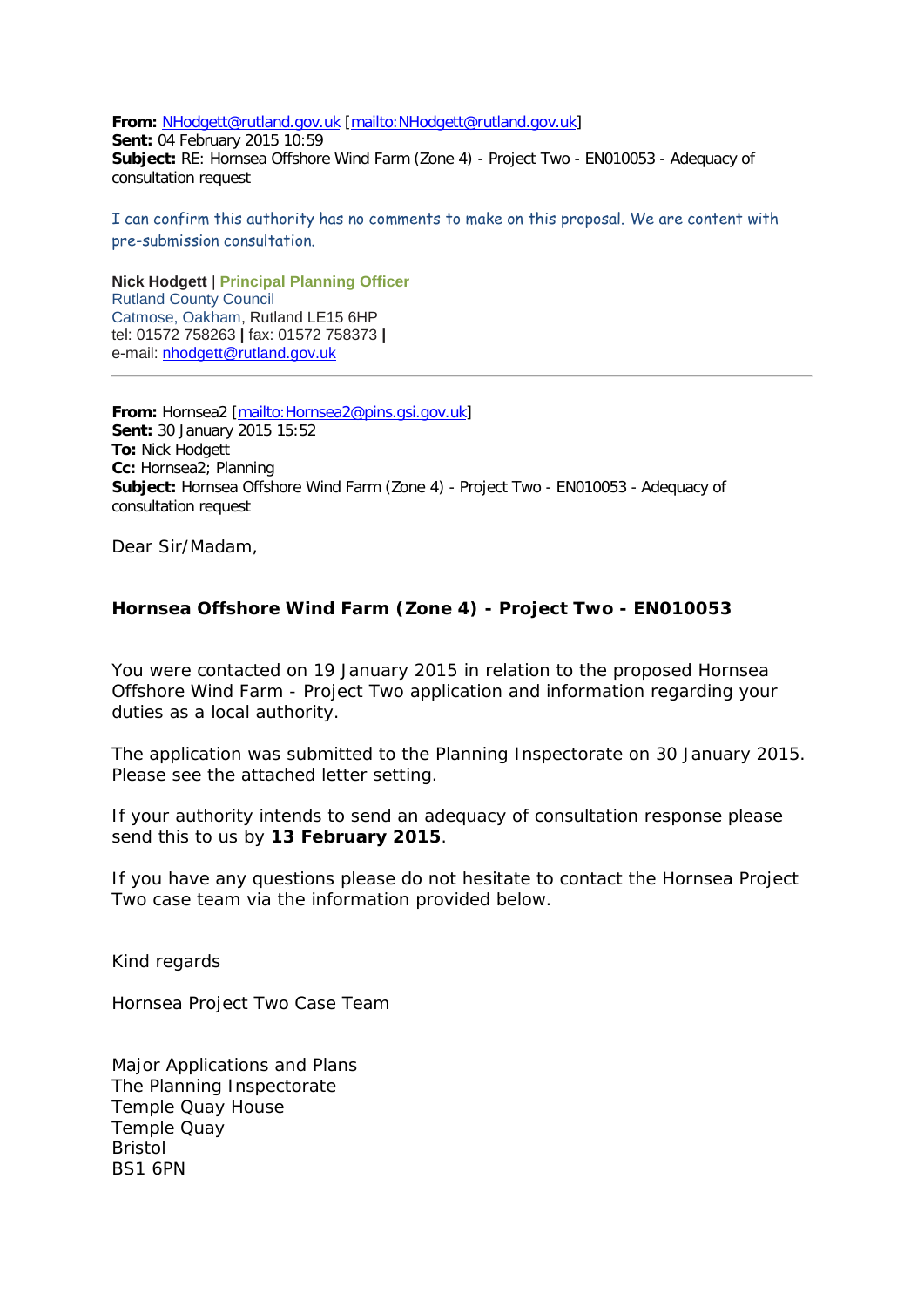**From:** NHodgett@rutland.gov.uk [mailto:NHodgett@rutland.gov.uk]
**Sent:** 04 February 2015 10:59
**Subject:** RE: Hornsea Offshore Wind Farm (Zone 4) - Project Two - EN010053 - Adequacy of consultation request

I can confirm this authority has no comments to make on this proposal. We are content with pre-submission consultation.

**Nick Hodgett** | **Principal Planning Officer**
Rutland County Council
Catmose, Oakham, Rutland LE15 6HP
tel: 01572 758263 **|** fax: 01572 758373 **|**
e-mail: nhodgett@rutland.gov.uk

---

**From:** Hornsea2 [mailto:Hornsea2@pins.gsi.gov.uk]
**Sent:** 30 January 2015 15:52
**To:** Nick Hodgett
**Cc:** Hornsea2; Planning
**Subject:** Hornsea Offshore Wind Farm (Zone 4) - Project Two - EN010053 - Adequacy of consultation request

Dear Sir/Madam,

**Hornsea Offshore Wind Farm (Zone 4) - Project Two - EN010053**

You were contacted on 19 January 2015 in relation to the proposed Hornsea Offshore Wind Farm - Project Two application and information regarding your duties as a local authority.

The application was submitted to the Planning Inspectorate on 30 January 2015. Please see the attached letter setting.

If your authority intends to send an adequacy of consultation response please send this to us by **13 February 2015**.

If you have any questions please do not hesitate to contact the Hornsea Project Two case team via the information provided below.

Kind regards

Hornsea Project Two Case Team

Major Applications and Plans
The Planning Inspectorate
Temple Quay House
Temple Quay
Bristol
BS1 6PN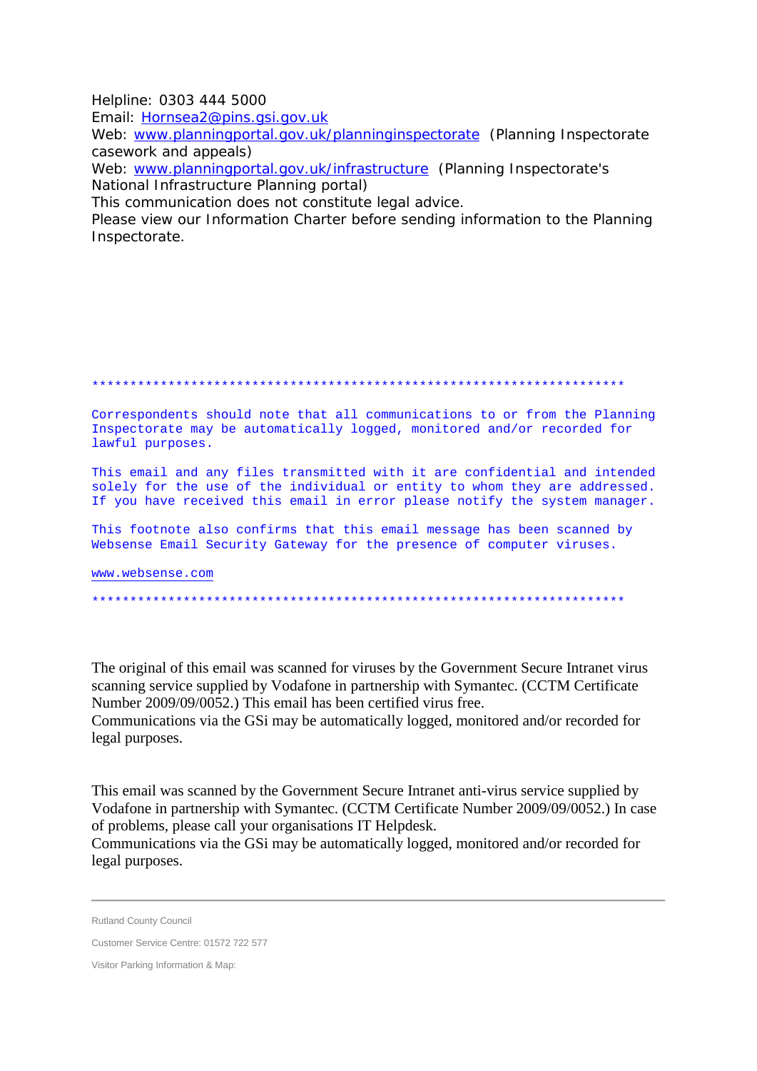Helpline: 0303 444 5000
Email: Hornsea2@pins.gsi.gov.uk
Web: www.planningportal.gov.uk/planninginspectorate (Planning Inspectorate casework and appeals)
Web: www.planningportal.gov.uk/infrastructure (Planning Inspectorate's National Infrastructure Planning portal)
This communication does not constitute legal advice.
Please view our Information Charter before sending information to the Planning Inspectorate.

**********************************************************************

Correspondents should note that all communications to or from the Planning Inspectorate may be automatically logged, monitored and/or recorded for lawful purposes.

This email and any files transmitted with it are confidential and intended solely for the use of the individual or entity to whom they are addressed. If you have received this email in error please notify the system manager.

This footnote also confirms that this email message has been scanned by Websense Email Security Gateway for the presence of computer viruses.

www.websense.com

**********************************************************************

The original of this email was scanned for viruses by the Government Secure Intranet virus scanning service supplied by Vodafone in partnership with Symantec. (CCTM Certificate Number 2009/09/0052.) This email has been certified virus free.
Communications via the GSi may be automatically logged, monitored and/or recorded for legal purposes.

This email was scanned by the Government Secure Intranet anti-virus service supplied by Vodafone in partnership with Symantec. (CCTM Certificate Number 2009/09/0052.) In case of problems, please call your organisations IT Helpdesk.
Communications via the GSi may be automatically logged, monitored and/or recorded for legal purposes.

---

Rutland County Council

Customer Service Centre: 01572 722 577

Visitor Parking Information & Map: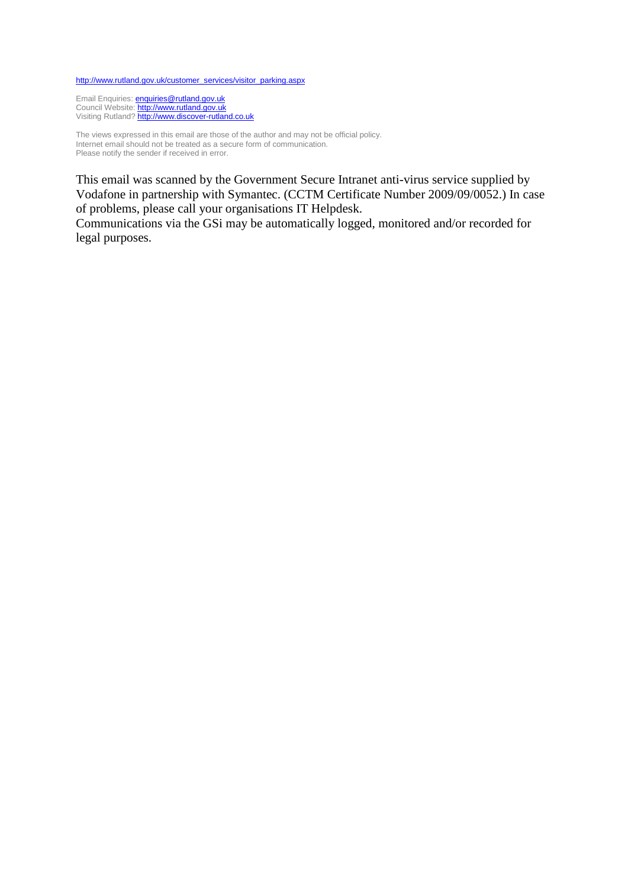http://www.rutland.gov.uk/customer_services/visitor_parking.aspx

Email Enquiries: enquiries@rutland.gov.uk
Council Website: http://www.rutland.gov.uk
Visiting Rutland? http://www.discover-rutland.co.uk

The views expressed in this email are those of the author and may not be official policy.
Internet email should not be treated as a secure form of communication.
Please notify the sender if received in error.

This email was scanned by the Government Secure Intranet anti-virus service supplied by Vodafone in partnership with Symantec. (CCTM Certificate Number 2009/09/0052.) In case of problems, please call your organisations IT Helpdesk.
Communications via the GSi may be automatically logged, monitored and/or recorded for legal purposes.